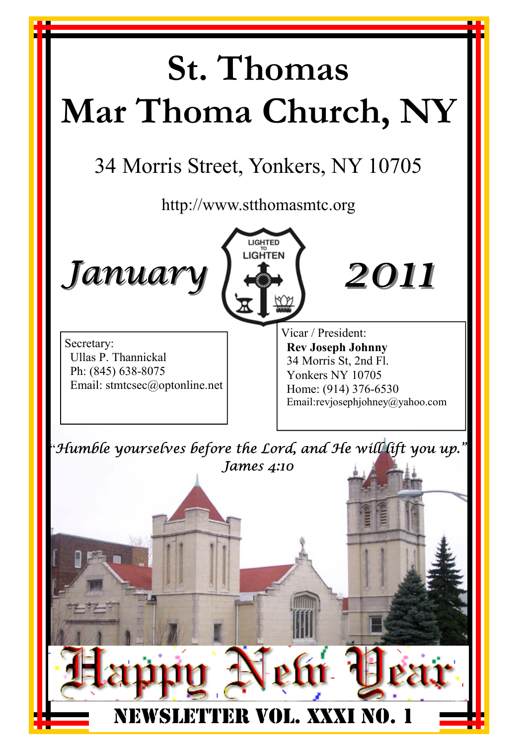# St. Thomas Mar Thoma Church, NY

34 Morris Street, Yonkers, NY 10705

http://www.stthomasmtc.org

## *January* 2011

LIGHTED TO LIGHTEN

Secretary:
Ullas P. Thannickal
Ph: (845) 638-8075
Email: stmtcsec@optonline.net

Vicar / President:
**Rev Joseph Johnny**
34 Morris St, 2nd Fl.
Yonkers NY 10705
Home: (914) 376-6530
Email:revjosephjohney@yahoo.com

*"Humble yourselves before the Lord, and He will lift you up."*
*James 4:10*

Happy New Year

NEWSLETTER VOL. XXXI NO. 1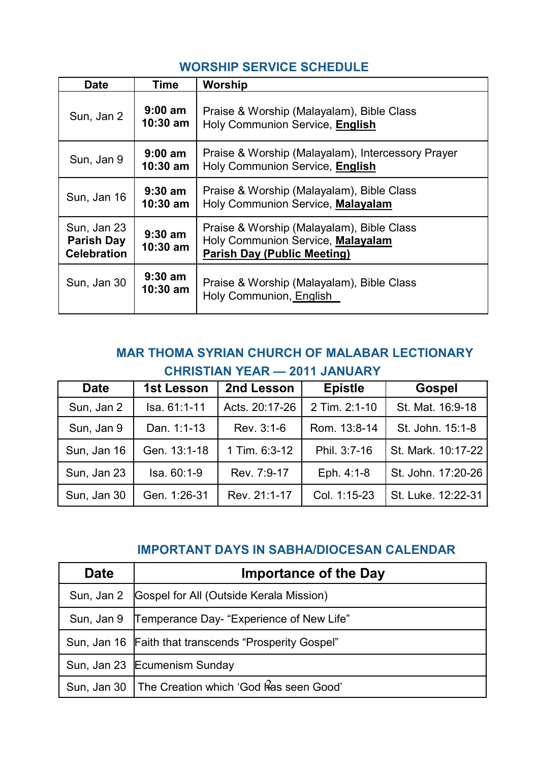## WORSHIP SERVICE SCHEDULE

| Date | Time | Worship |
|---|---|---|
| Sun, Jan 2 | **9:00 am**<br>**10:30 am** | Praise & Worship (Malayalam), Bible Class<br>Holy Communion Service, **English** |
| Sun, Jan 9 | **9:00 am**<br>**10:30 am** | Praise & Worship (Malayalam), Intercessory Prayer<br>Holy Communion Service, **English** |
| Sun, Jan 16 | **9:30 am**<br>**10:30 am** | Praise & Worship (Malayalam), Bible Class<br>Holy Communion Service, **Malayalam** |
| Sun, Jan 23<br>**Parish Day Celebration** | **9:30 am**<br>**10:30 am** | Praise & Worship (Malayalam), Bible Class<br>Holy Communion Service, **Malayalam**<br>**Parish Day (Public Meeting)** |
| Sun, Jan 30 | **9:30 am**<br>**10:30 am** | Praise & Worship (Malayalam), Bible Class<br>Holy Communion, English |

## MAR THOMA SYRIAN CHURCH OF MALABAR LECTIONARY CHRISTIAN YEAR — 2011 JANUARY

| Date | 1st Lesson | 2nd Lesson | Epistle | Gospel |
|---|---|---|---|---|
| Sun, Jan 2 | Isa. 61:1-11 | Acts. 20:17-26 | 2 Tim. 2:1-10 | St. Mat. 16:9-18 |
| Sun, Jan 9 | Dan. 1:1-13 | Rev. 3:1-6 | Rom. 13:8-14 | St. John. 15:1-8 |
| Sun, Jan 16 | Gen. 13:1-18 | 1 Tim. 6:3-12 | Phil. 3:7-16 | St. Mark. 10:17-22 |
| Sun, Jan 23 | Isa. 60:1-9 | Rev. 7:9-17 | Eph. 4:1-8 | St. John. 17:20-26 |
| Sun, Jan 30 | Gen. 1:26-31 | Rev. 21:1-17 | Col. 1:15-23 | St. Luke. 12:22-31 |

## IMPORTANT DAYS IN SABHA/DIOCESAN CALENDAR

| Date | Importance of the Day |
|---|---|
| Sun, Jan 2 | Gospel for All (Outside Kerala Mission) |
| Sun, Jan 9 | Temperance Day- "Experience of New Life" |
| Sun, Jan 16 | Faith that transcends "Prosperity Gospel" |
| Sun, Jan 23 | Ecumenism Sunday |
| Sun, Jan 30 | The Creation which 'God has seen Good' |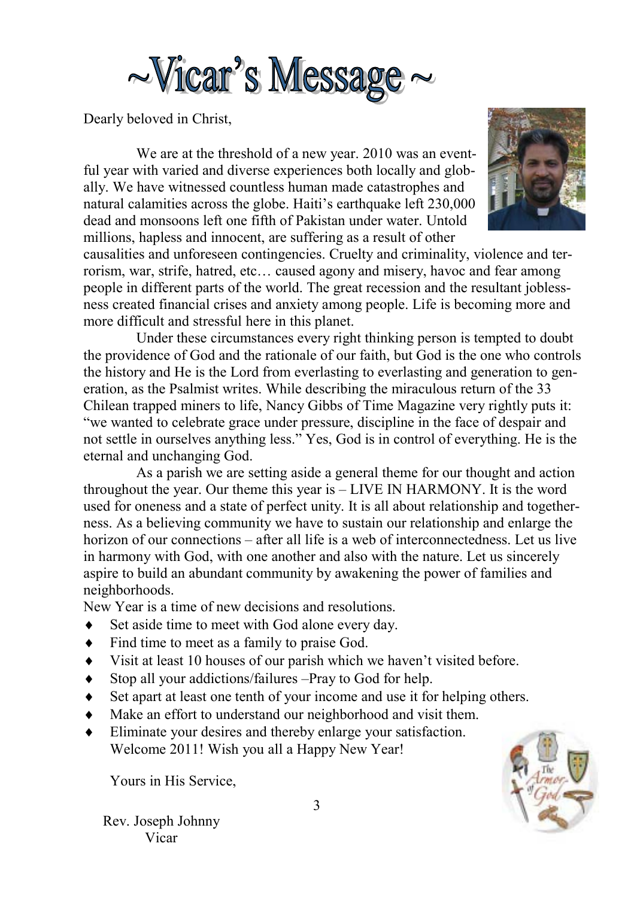# ~Vicar's Message ~

Dearly beloved in Christ,

We are at the threshold of a new year. 2010 was an eventful year with varied and diverse experiences both locally and globally. We have witnessed countless human made catastrophes and natural calamities across the globe. Haiti's earthquake left 230,000 dead and monsoons left one fifth of Pakistan under water. Untold millions, hapless and innocent, are suffering as a result of other causalities and unforeseen contingencies. Cruelty and criminality, violence and terrorism, war, strife, hatred, etc… caused agony and misery, havoc and fear among people in different parts of the world. The great recession and the resultant joblessness created financial crises and anxiety among people. Life is becoming more and more difficult and stressful here in this planet.

Under these circumstances every right thinking person is tempted to doubt the providence of God and the rationale of our faith, but God is the one who controls the history and He is the Lord from everlasting to everlasting and generation to generation, as the Psalmist writes. While describing the miraculous return of the 33 Chilean trapped miners to life, Nancy Gibbs of Time Magazine very rightly puts it: "we wanted to celebrate grace under pressure, discipline in the face of despair and not settle in ourselves anything less." Yes, God is in control of everything. He is the eternal and unchanging God.

As a parish we are setting aside a general theme for our thought and action throughout the year. Our theme this year is – LIVE IN HARMONY. It is the word used for oneness and a state of perfect unity. It is all about relationship and togetherness. As a believing community we have to sustain our relationship and enlarge the horizon of our connections – after all life is a web of interconnectedness. Let us live in harmony with God, with one another and also with the nature. Let us sincerely aspire to build an abundant community by awakening the power of families and neighborhoods.

New Year is a time of new decisions and resolutions.

- Set aside time to meet with God alone every day.
- Find time to meet as a family to praise God.
- Visit at least 10 houses of our parish which we haven't visited before.
- Stop all your addictions/failures –Pray to God for help.
- Set apart at least one tenth of your income and use it for helping others.
- Make an effort to understand our neighborhood and visit them.
- Eliminate your desires and thereby enlarge your satisfaction.

Welcome 2011! Wish you all a Happy New Year!

Yours in His Service,

Rev. Joseph Johnny
Vicar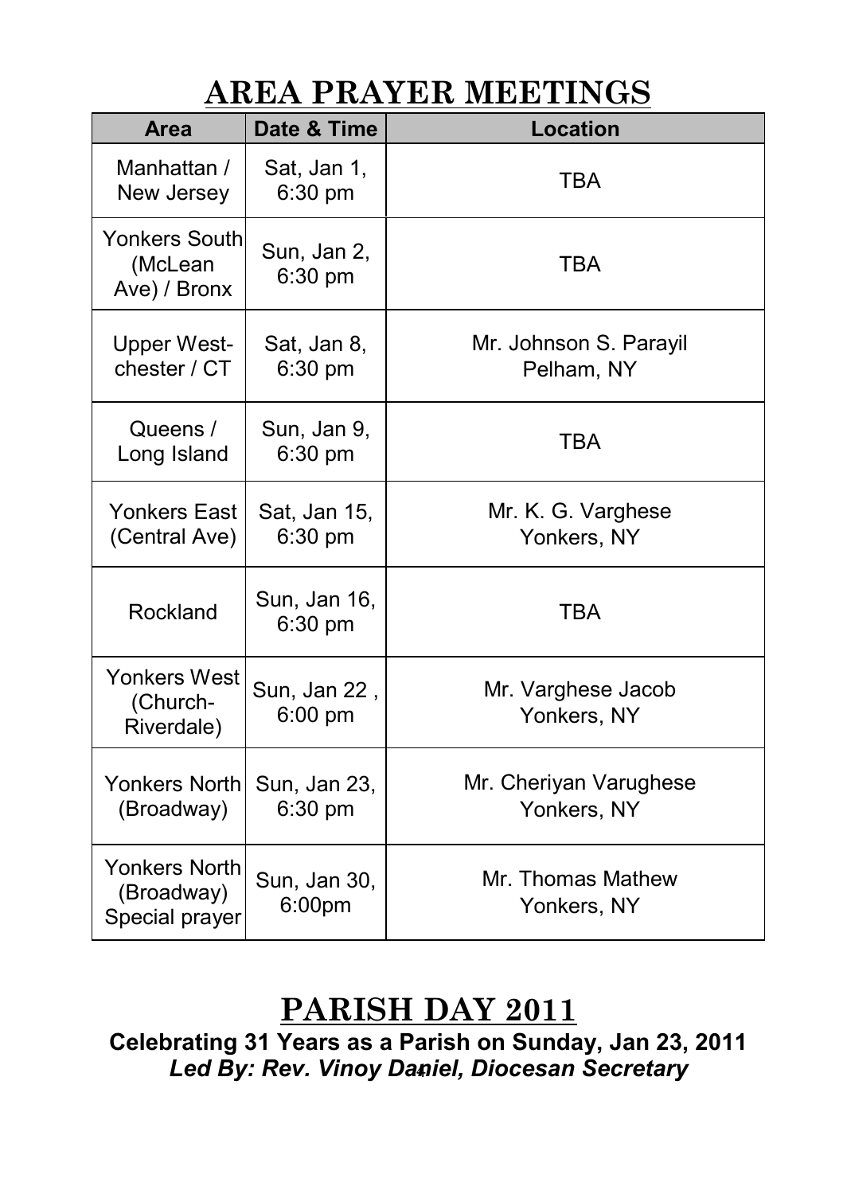## AREA PRAYER MEETINGS

| Area | Date & Time | Location |
|---|---|---|
| Manhattan / New Jersey | Sat, Jan 1, 6:30 pm | TBA |
| Yonkers South (McLean Ave) / Bronx | Sun, Jan 2, 6:30 pm | TBA |
| Upper West-chester / CT | Sat, Jan 8, 6:30 pm | Mr. Johnson S. Parayil Pelham, NY |
| Queens / Long Island | Sun, Jan 9, 6:30 pm | TBA |
| Yonkers East (Central Ave) | Sat, Jan 15, 6:30 pm | Mr. K. G. Varghese Yonkers, NY |
| Rockland | Sun, Jan 16, 6:30 pm | TBA |
| Yonkers West (Church-Riverdale) | Sun, Jan 22 , 6:00 pm | Mr. Varghese Jacob Yonkers, NY |
| Yonkers North (Broadway) | Sun, Jan 23, 6:30 pm | Mr. Cheriyan Varughese Yonkers, NY |
| Yonkers North (Broadway) Special prayer | Sun, Jan 30, 6:00pm | Mr. Thomas Mathew Yonkers, NY |

## PARISH DAY 2011

**Celebrating 31 Years as a Parish on Sunday, Jan 23, 2011**

***Led By: Rev. Vinoy Daniel, Diocesan Secretary***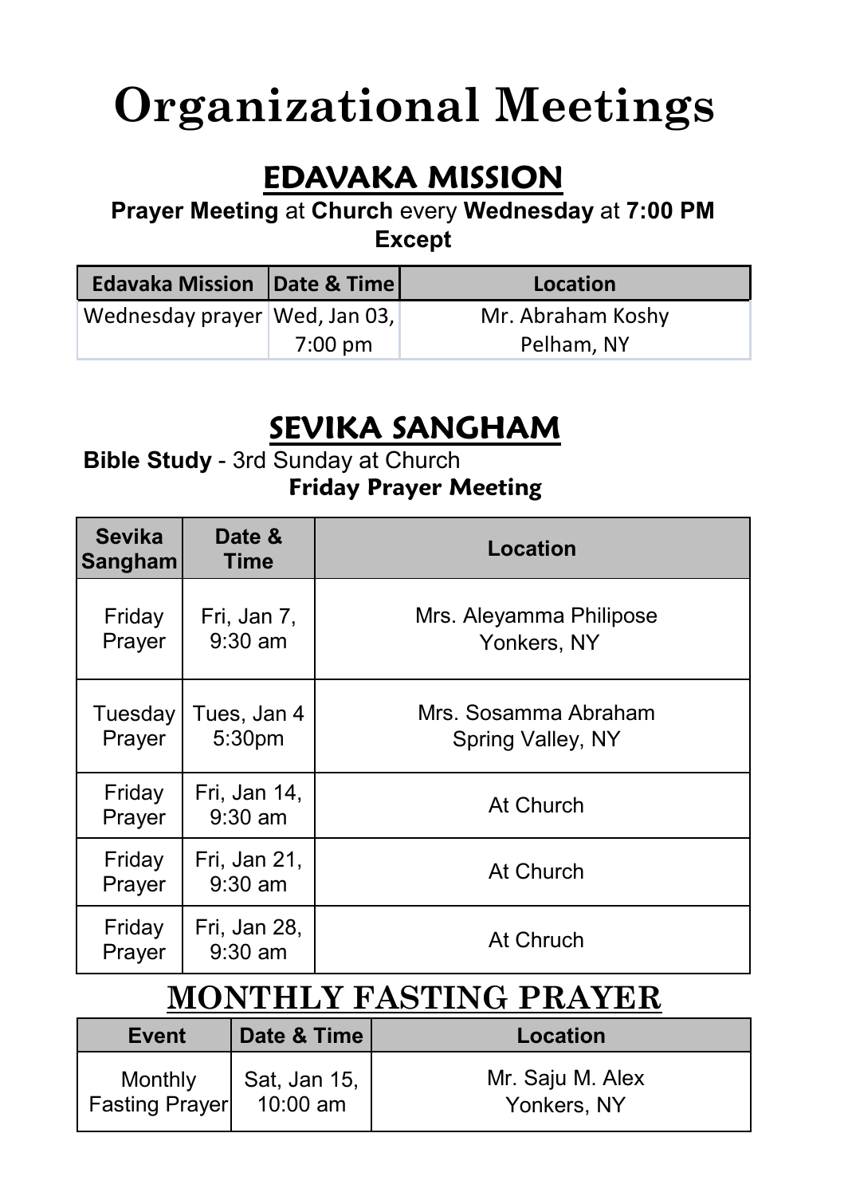# Organizational Meetings

## EDAVAKA MISSION

**Prayer Meeting** at **Church** every **Wednesday** at **7:00 PM**
**Except**

| Edavaka Mission | Date & Time | Location |
|---|---|---|
| Wednesday prayer | Wed, Jan 03, 7:00 pm | Mr. Abraham Koshy Pelham, NY |

## SEVIKA SANGHAM

**Bible Study** - 3rd Sunday at Church
**Friday Prayer Meeting**

| Sevika Sangham | Date & Time | Location |
|---|---|---|
| Friday Prayer | Fri, Jan 7, 9:30 am | Mrs. Aleyamma Philipose Yonkers, NY |
| Tuesday Prayer | Tues, Jan 4 5:30pm | Mrs. Sosamma Abraham Spring Valley, NY |
| Friday Prayer | Fri, Jan 14, 9:30 am | At Church |
| Friday Prayer | Fri, Jan 21, 9:30 am | At Church |
| Friday Prayer | Fri, Jan 28, 9:30 am | At Chruch |

## MONTHLY FASTING PRAYER

| Event | Date & Time | Location |
|---|---|---|
| Monthly Fasting Prayer | Sat, Jan 15, 10:00 am | Mr. Saju M. Alex Yonkers, NY |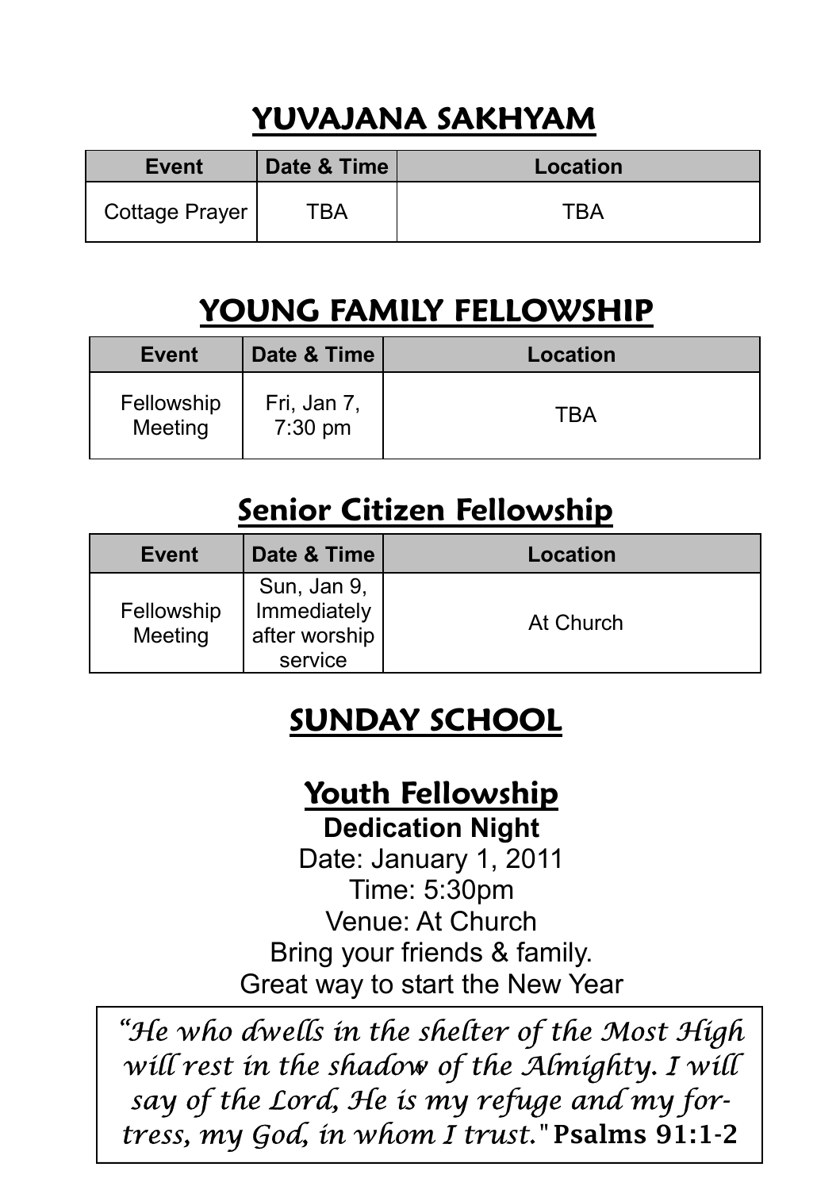## YUVAJANA SAKHYAM

| Event | Date & Time | Location |
| --- | --- | --- |
| Cottage Prayer | TBA | TBA |

## YOUNG FAMILY FELLOWSHIP

| Event | Date & Time | Location |
| --- | --- | --- |
| Fellowship Meeting | Fri, Jan 7, 7:30 pm | TBA |

## Senior Citizen Fellowship

| Event | Date & Time | Location |
| --- | --- | --- |
| Fellowship Meeting | Sun, Jan 9, Immediately after worship service | At Church |

## SUNDAY SCHOOL

## Youth Fellowship

**Dedication Night**

Date: January 1, 2011

Time: 5:30pm

Venue: At Church

Bring your friends & family.

Great way to start the New Year

*"He who dwells in the shelter of the Most High will rest in the shadow of the Almighty. I will say of the Lord, He is my refuge and my fortress, my God, in whom I trust."* **Psalms 91:1-2**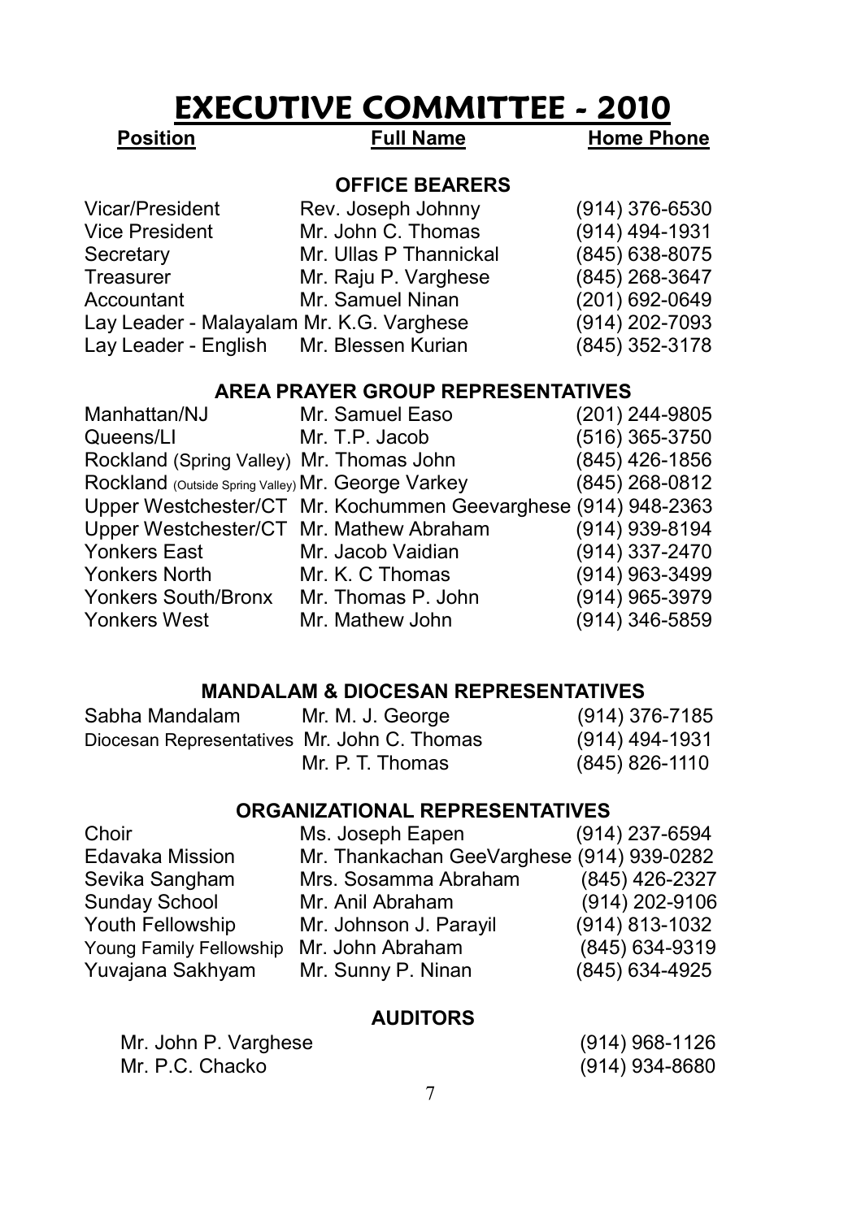# EXECUTIVE COMMITTEE - 2010

| Position | Full Name | Home Phone |
|---|---|---|
| **OFFICE BEARERS** | | |
| Vicar/President | Rev. Joseph Johnny | (914) 376-6530 |
| Vice President | Mr. John C. Thomas | (914) 494-1931 |
| Secretary | Mr. Ullas P Thannickal | (845) 638-8075 |
| Treasurer | Mr. Raju P. Varghese | (845) 268-3647 |
| Accountant | Mr. Samuel Ninan | (201) 692-0649 |
| Lay Leader - Malayalam | Mr. K.G. Varghese | (914) 202-7093 |
| Lay Leader - English | Mr. Blessen Kurian | (845) 352-3178 |
| **AREA PRAYER GROUP REPRESENTATIVES** | | |
| Manhattan/NJ | Mr. Samuel Easo | (201) 244-9805 |
| Queens/LI | Mr. T.P. Jacob | (516) 365-3750 |
| Rockland (Spring Valley) | Mr. Thomas John | (845) 426-1856 |
| Rockland (Outside Spring Valley) | Mr. George Varkey | (845) 268-0812 |
| Upper Westchester/CT | Mr. Kochummen Geevarghese | (914) 948-2363 |
| Upper Westchester/CT | Mr. Mathew Abraham | (914) 939-8194 |
| Yonkers East | Mr. Jacob Vaidian | (914) 337-2470 |
| Yonkers North | Mr. K. C Thomas | (914) 963-3499 |
| Yonkers South/Bronx | Mr. Thomas P. John | (914) 965-3979 |
| Yonkers West | Mr. Mathew John | (914) 346-5859 |
| **MANDALAM & DIOCESAN REPRESENTATIVES** | | |
| Sabha Mandalam | Mr. M. J. George | (914) 376-7185 |
| Diocesan Representatives | Mr. John C. Thomas | (914) 494-1931 |
| | Mr. P. T. Thomas | (845) 826-1110 |
| **ORGANIZATIONAL REPRESENTATIVES** | | |
| Choir | Ms. Joseph Eapen | (914) 237-6594 |
| Edavaka Mission | Mr. Thankachan GeeVarghese | (914) 939-0282 |
| Sevika Sangham | Mrs. Sosamma Abraham | (845) 426-2327 |
| Sunday School | Mr. Anil Abraham | (914) 202-9106 |
| Youth Fellowship | Mr. Johnson J. Parayil | (914) 813-1032 |
| Young Family Fellowship | Mr. John Abraham | (845) 634-9319 |
| Yuvajana Sakhyam | Mr. Sunny P. Ninan | (845) 634-4925 |
| **AUDITORS** | | |
| Mr. John P. Varghese | | (914) 968-1126 |
| Mr. P.C. Chacko | | (914) 934-8680 |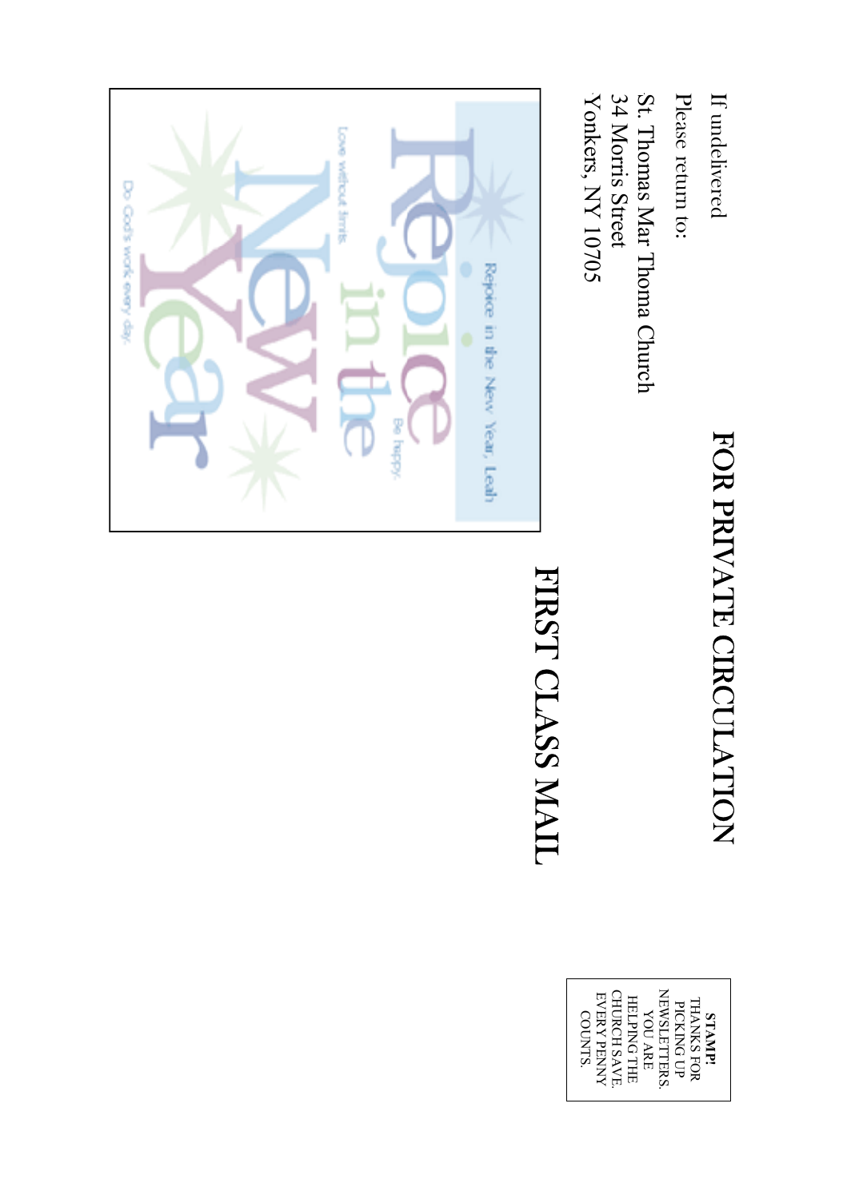If undelivered

Please return to:

St. Thomas Mar Thoma Church
34 Morris Street
Yonkers, NY 10705

**FOR PRIVATE CIRCULATION**

Rejoice in the New Year, Leah

Rejoice in the New Year

Be happy.

Love without limits.

Do God's work every day.

**FIRST CLASS MAIL**

**STAMP!**
THANKS FOR PICKING UP NEWSLETTERS. YOU ARE HELPING THE CHURCH SAVE. EVERY PENNY COUNTS.